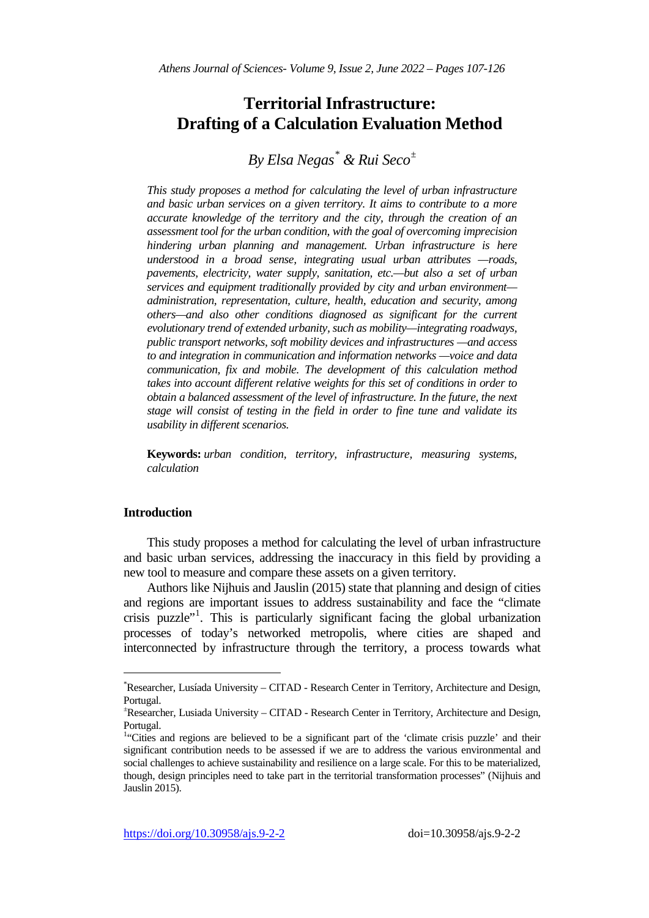# Territorial Infrastructure: Drafting of a Calculation Evaluation Method

*By Elsa Negas[*] & Rui Seco[±]*

*This study proposes a method for calculating the level of urban infrastructure and basic urban services on a given territory. It aims to contribute to a more accurate knowledge of the territory and the city, through the creation of an assessment tool for the urban condition, with the goal of overcoming imprecision hindering urban planning and management. Urban infrastructure is here understood in a broad sense, integrating usual urban attributes —roads, pavements, electricity, water supply, sanitation, etc.—but also a set of urban services and equipment traditionally provided by city and urban environment—administration, representation, culture, health, education and security, among others—and also other conditions diagnosed as significant for the current evolutionary trend of extended urbanity, such as mobility—integrating roadways, public transport networks, soft mobility devices and infrastructures —and access to and integration in communication and information networks —voice and data communication, fix and mobile. The development of this calculation method takes into account different relative weights for this set of conditions in order to obtain a balanced assessment of the level of infrastructure. In the future, the next stage will consist of testing in the field in order to fine tune and validate its usability in different scenarios.*

**Keywords:** *urban condition, territory, infrastructure, measuring systems, calculation*

## Introduction

This study proposes a method for calculating the level of urban infrastructure and basic urban services, addressing the inaccuracy in this field by providing a new tool to measure and compare these assets on a given territory.

Authors like Nijhuis and Jauslin (2015) state that planning and design of cities and regions are important issues to address sustainability and face the "climate crisis puzzle"[1]. This is particularly significant facing the global urbanization processes of today's networked metropolis, where cities are shaped and interconnected by infrastructure through the territory, a process towards what

---

[*] Researcher, Lusíada University – CITAD - Research Center in Territory, Architecture and Design, Portugal.

[±] Researcher, Lusiada University – CITAD - Research Center in Territory, Architecture and Design, Portugal.

[1] "Cities and regions are believed to be a significant part of the 'climate crisis puzzle' and their significant contribution needs to be assessed if we are to address the various environmental and social challenges to achieve sustainability and resilience on a large scale. For this to be materialized, though, design principles need to take part in the territorial transformation processes" (Nijhuis and Jauslin 2015).

https://doi.org/10.30958/ajs.9-2-2 doi=10.30958/ajs.9-2-2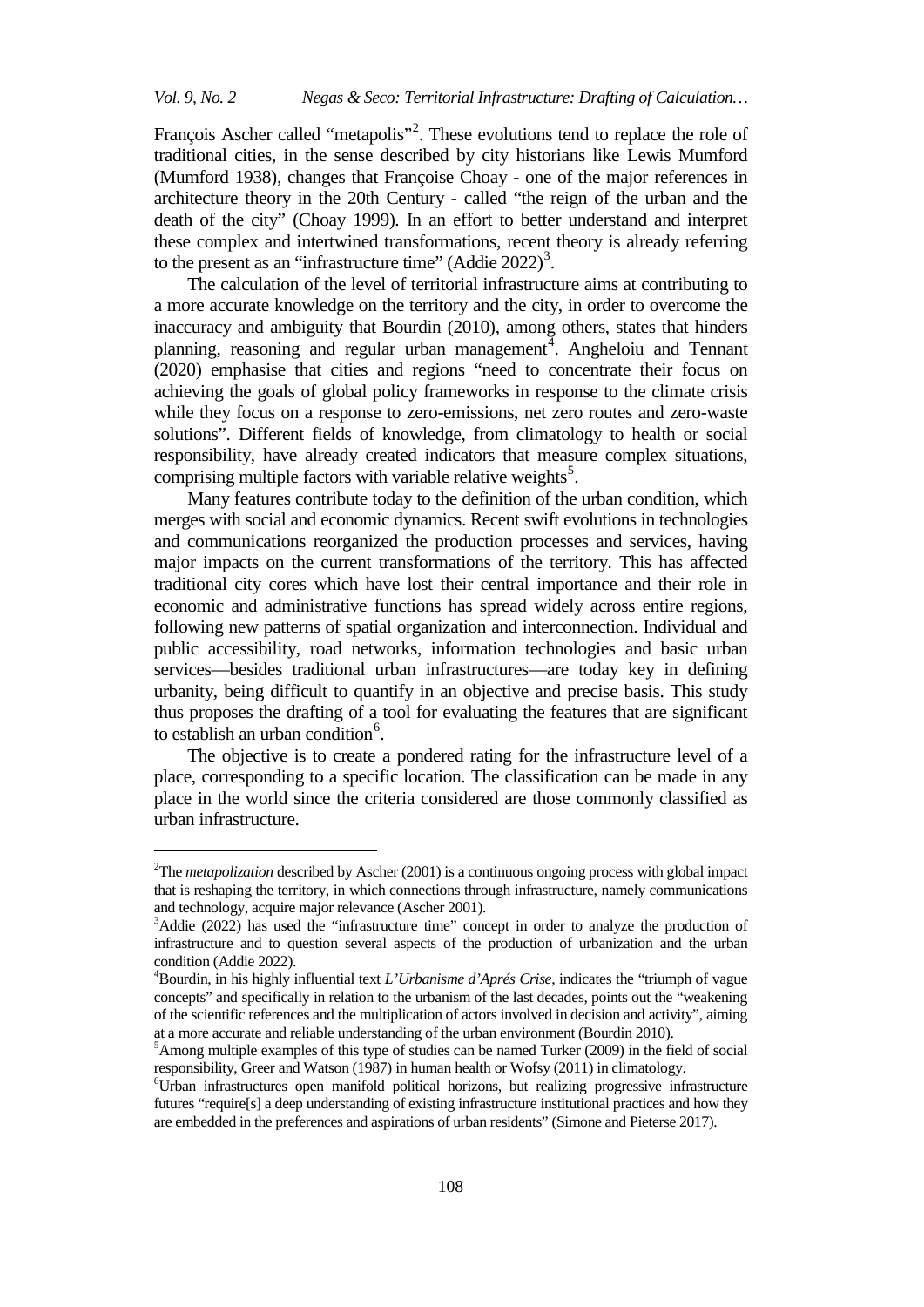François Ascher called "metapolis"[2]. These evolutions tend to replace the role of traditional cities, in the sense described by city historians like Lewis Mumford (Mumford 1938), changes that Françoise Choay - one of the major references in architecture theory in the 20th Century - called "the reign of the urban and the death of the city" (Choay 1999). In an effort to better understand and interpret these complex and intertwined transformations, recent theory is already referring to the present as an "infrastructure time" (Addie 2022)[3].

The calculation of the level of territorial infrastructure aims at contributing to a more accurate knowledge on the territory and the city, in order to overcome the inaccuracy and ambiguity that Bourdin (2010), among others, states that hinders planning, reasoning and regular urban management[4]. Angheloiu and Tennant (2020) emphasise that cities and regions "need to concentrate their focus on achieving the goals of global policy frameworks in response to the climate crisis while they focus on a response to zero-emissions, net zero routes and zero-waste solutions". Different fields of knowledge, from climatology to health or social responsibility, have already created indicators that measure complex situations, comprising multiple factors with variable relative weights[5].

Many features contribute today to the definition of the urban condition, which merges with social and economic dynamics. Recent swift evolutions in technologies and communications reorganized the production processes and services, having major impacts on the current transformations of the territory. This has affected traditional city cores which have lost their central importance and their role in economic and administrative functions has spread widely across entire regions, following new patterns of spatial organization and interconnection. Individual and public accessibility, road networks, information technologies and basic urban services—besides traditional urban infrastructures—are today key in defining urbanity, being difficult to quantify in an objective and precise basis. This study thus proposes the drafting of a tool for evaluating the features that are significant to establish an urban condition[6].

The objective is to create a pondered rating for the infrastructure level of a place, corresponding to a specific location. The classification can be made in any place in the world since the criteria considered are those commonly classified as urban infrastructure.

---

[2]The *metapolization* described by Ascher (2001) is a continuous ongoing process with global impact that is reshaping the territory, in which connections through infrastructure, namely communications and technology, acquire major relevance (Ascher 2001).

[3]Addie (2022) has used the "infrastructure time" concept in order to analyze the production of infrastructure and to question several aspects of the production of urbanization and the urban condition (Addie 2022).

[4]Bourdin, in his highly influential text *L'Urbanisme d'Aprés Crise*, indicates the "triumph of vague concepts" and specifically in relation to the urbanism of the last decades, points out the "weakening of the scientific references and the multiplication of actors involved in decision and activity", aiming at a more accurate and reliable understanding of the urban environment (Bourdin 2010).

[5]Among multiple examples of this type of studies can be named Turker (2009) in the field of social responsibility, Greer and Watson (1987) in human health or Wofsy (2011) in climatology.

[6]Urban infrastructures open manifold political horizons, but realizing progressive infrastructure futures "require[s] a deep understanding of existing infrastructure institutional practices and how they are embedded in the preferences and aspirations of urban residents" (Simone and Pieterse 2017).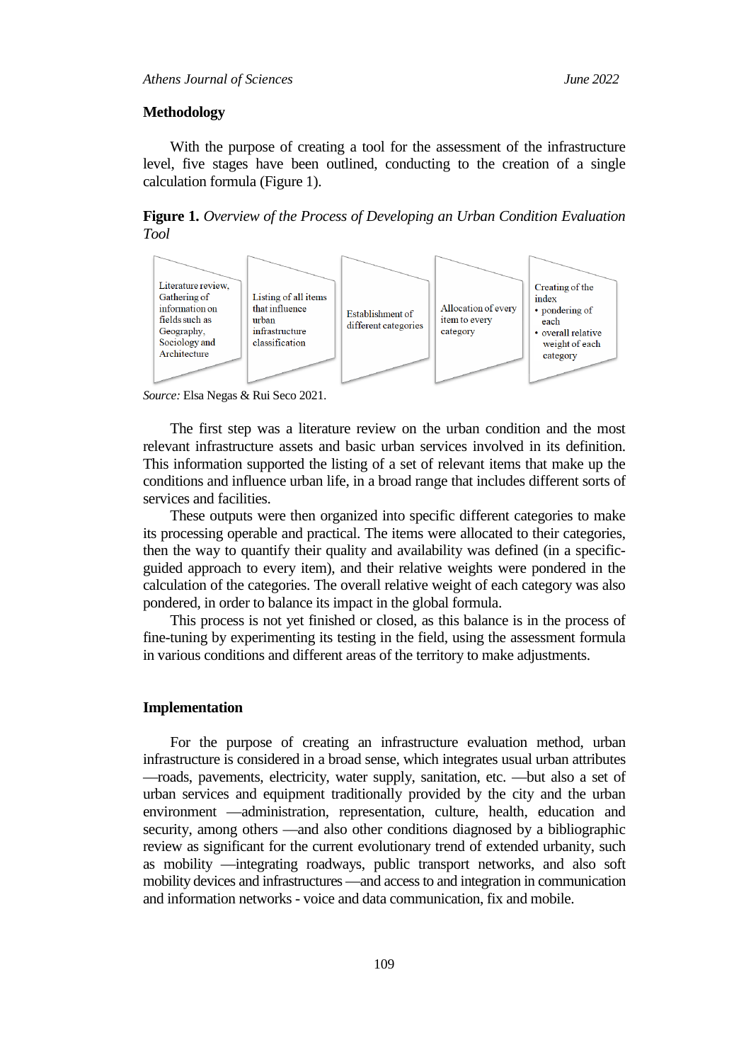## Methodology

With the purpose of creating a tool for the assessment of the infrastructure level, five stages have been outlined, conducting to the creation of a single calculation formula (Figure 1).

**Figure 1.** *Overview of the Process of Developing an Urban Condition Evaluation Tool*

| Literature review, Gathering of information on fields such as Geography, Sociology and Architecture | Listing of all items that influence urban infrastructure classification | Establishment of different categories | Allocation of every item to every category | Creating of the index<br>• pondering of each<br>• overall relative weight of each category |
|---|---|---|---|---|

*Source:* Elsa Negas & Rui Seco 2021.

The first step was a literature review on the urban condition and the most relevant infrastructure assets and basic urban services involved in its definition. This information supported the listing of a set of relevant items that make up the conditions and influence urban life, in a broad range that includes different sorts of services and facilities.

These outputs were then organized into specific different categories to make its processing operable and practical. The items were allocated to their categories, then the way to quantify their quality and availability was defined (in a specific-guided approach to every item), and their relative weights were pondered in the calculation of the categories. The overall relative weight of each category was also pondered, in order to balance its impact in the global formula.

This process is not yet finished or closed, as this balance is in the process of fine-tuning by experimenting its testing in the field, using the assessment formula in various conditions and different areas of the territory to make adjustments.

## Implementation

For the purpose of creating an infrastructure evaluation method, urban infrastructure is considered in a broad sense, which integrates usual urban attributes —roads, pavements, electricity, water supply, sanitation, etc. —but also a set of urban services and equipment traditionally provided by the city and the urban environment —administration, representation, culture, health, education and security, among others —and also other conditions diagnosed by a bibliographic review as significant for the current evolutionary trend of extended urbanity, such as mobility —integrating roadways, public transport networks, and also soft mobility devices and infrastructures —and access to and integration in communication and information networks - voice and data communication, fix and mobile.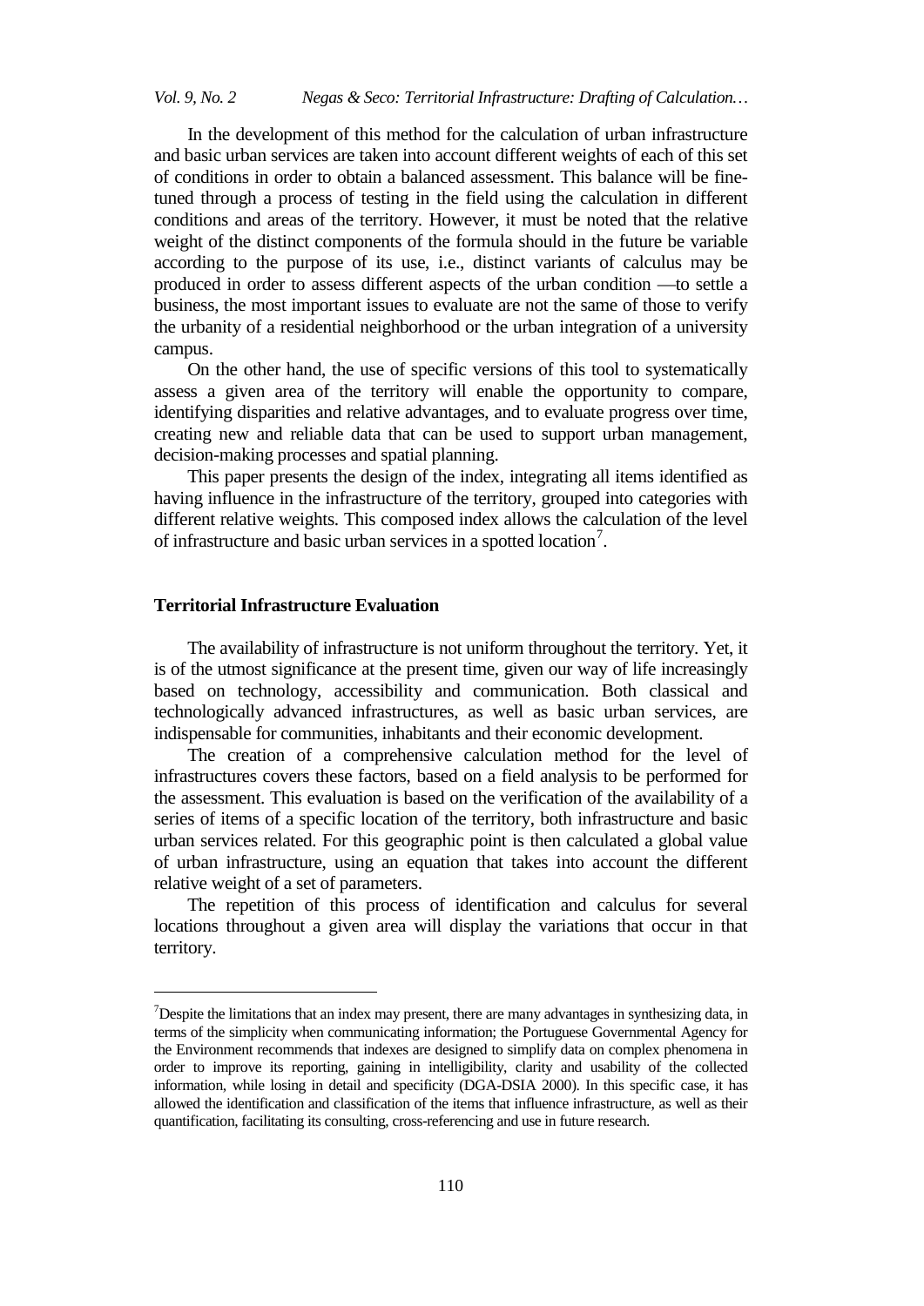In the development of this method for the calculation of urban infrastructure and basic urban services are taken into account different weights of each of this set of conditions in order to obtain a balanced assessment. This balance will be fine-tuned through a process of testing in the field using the calculation in different conditions and areas of the territory. However, it must be noted that the relative weight of the distinct components of the formula should in the future be variable according to the purpose of its use, i.e., distinct variants of calculus may be produced in order to assess different aspects of the urban condition —to settle a business, the most important issues to evaluate are not the same of those to verify the urbanity of a residential neighborhood or the urban integration of a university campus.

On the other hand, the use of specific versions of this tool to systematically assess a given area of the territory will enable the opportunity to compare, identifying disparities and relative advantages, and to evaluate progress over time, creating new and reliable data that can be used to support urban management, decision-making processes and spatial planning.

This paper presents the design of the index, integrating all items identified as having influence in the infrastructure of the territory, grouped into categories with different relative weights. This composed index allows the calculation of the level of infrastructure and basic urban services in a spotted location[7].

## Territorial Infrastructure Evaluation

The availability of infrastructure is not uniform throughout the territory. Yet, it is of the utmost significance at the present time, given our way of life increasingly based on technology, accessibility and communication. Both classical and technologically advanced infrastructures, as well as basic urban services, are indispensable for communities, inhabitants and their economic development.

The creation of a comprehensive calculation method for the level of infrastructures covers these factors, based on a field analysis to be performed for the assessment. This evaluation is based on the verification of the availability of a series of items of a specific location of the territory, both infrastructure and basic urban services related. For this geographic point is then calculated a global value of urban infrastructure, using an equation that takes into account the different relative weight of a set of parameters.

The repetition of this process of identification and calculus for several locations throughout a given area will display the variations that occur in that territory.

---

[7] Despite the limitations that an index may present, there are many advantages in synthesizing data, in terms of the simplicity when communicating information; the Portuguese Governmental Agency for the Environment recommends that indexes are designed to simplify data on complex phenomena in order to improve its reporting, gaining in intelligibility, clarity and usability of the collected information, while losing in detail and specificity (DGA-DSIA 2000). In this specific case, it has allowed the identification and classification of the items that influence infrastructure, as well as their quantification, facilitating its consulting, cross-referencing and use in future research.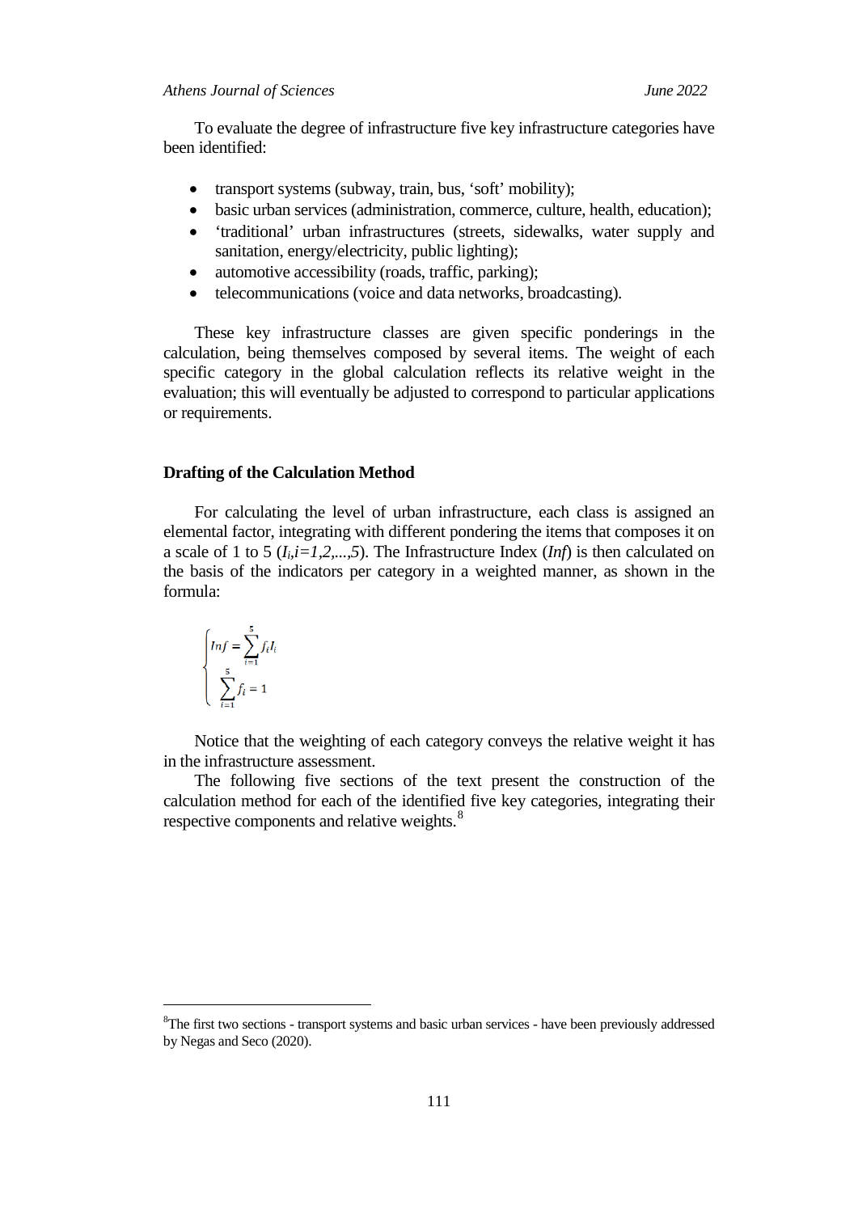To evaluate the degree of infrastructure five key infrastructure categories have been identified:

- transport systems (subway, train, bus, 'soft' mobility);
- basic urban services (administration, commerce, culture, health, education);
- 'traditional' urban infrastructures (streets, sidewalks, water supply and sanitation, energy/electricity, public lighting);
- automotive accessibility (roads, traffic, parking);
- telecommunications (voice and data networks, broadcasting).

These key infrastructure classes are given specific ponderings in the calculation, being themselves composed by several items. The weight of each specific category in the global calculation reflects its relative weight in the evaluation; this will eventually be adjusted to correspond to particular applications or requirements.

### Drafting of the Calculation Method

For calculating the level of urban infrastructure, each class is assigned an elemental factor, integrating with different pondering the items that composes it on a scale of 1 to 5 ($I_i, i=1,2,...,5$). The Infrastructure Index (*Inf*) is then calculated on the basis of the indicators per category in a weighted manner, as shown in the formula:

$$\begin{cases} Inf = \sum_{i=1}^{5} f_i I_i \\ \sum_{i=1}^{5} f_i = 1 \end{cases}$$

Notice that the weighting of each category conveys the relative weight it has in the infrastructure assessment.

The following five sections of the text present the construction of the calculation method for each of the identified five key categories, integrating their respective components and relative weights.[8]

[8]The first two sections - transport systems and basic urban services - have been previously addressed by Negas and Seco (2020).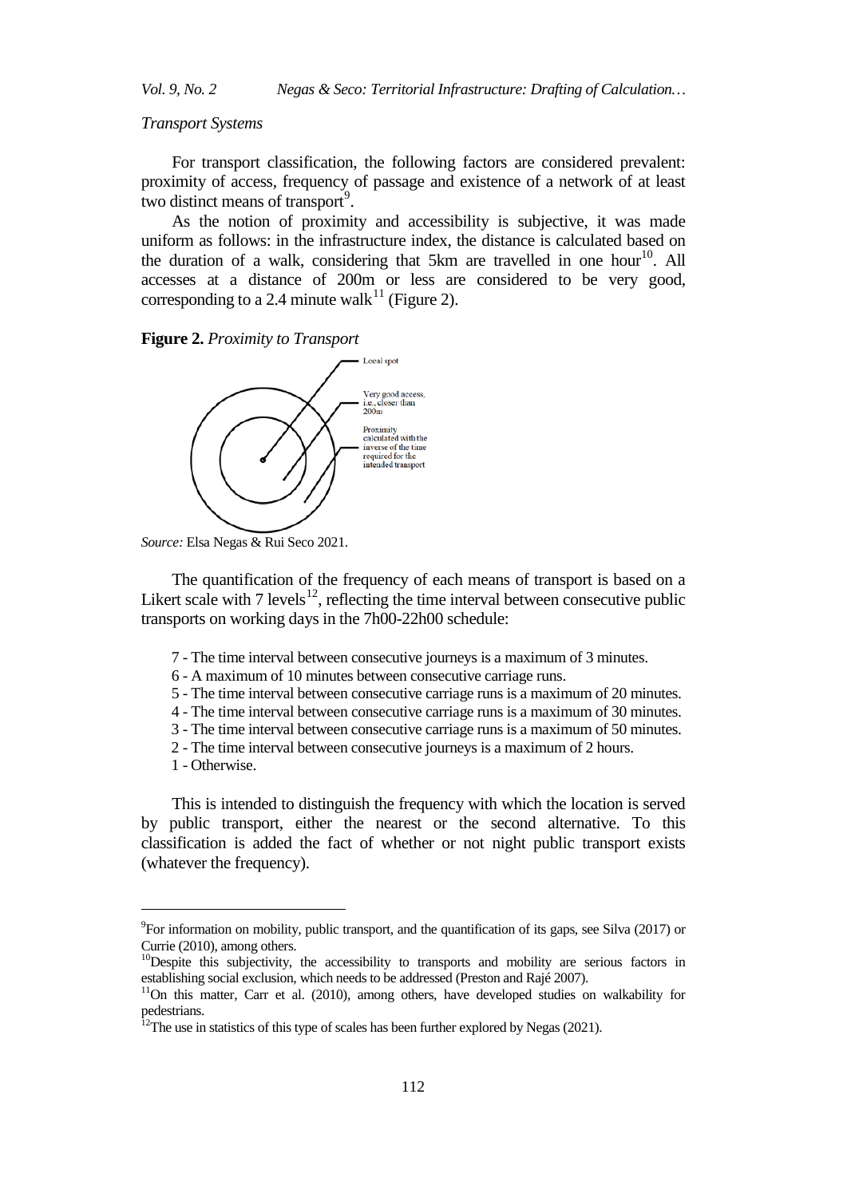*Transport Systems*

For transport classification, the following factors are considered prevalent: proximity of access, frequency of passage and existence of a network of at least two distinct means of transport[9].

As the notion of proximity and accessibility is subjective, it was made uniform as follows: in the infrastructure index, the distance is calculated based on the duration of a walk, considering that 5km are travelled in one hour[10]. All accesses at a distance of 200m or less are considered to be very good, corresponding to a 2.4 minute walk[11] (Figure 2).

**Figure 2.** *Proximity to Transport*

Local spot

Very good access, i.e., closer than 200m

Proximity calculated with the inverse of the time required for the intended transport

*Source:* Elsa Negas & Rui Seco 2021.

The quantification of the frequency of each means of transport is based on a Likert scale with 7 levels[12], reflecting the time interval between consecutive public transports on working days in the 7h00-22h00 schedule:

- 7 - The time interval between consecutive journeys is a maximum of 3 minutes.
- 6 - A maximum of 10 minutes between consecutive carriage runs.
- 5 - The time interval between consecutive carriage runs is a maximum of 20 minutes.
- 4 - The time interval between consecutive carriage runs is a maximum of 30 minutes.
- 3 - The time interval between consecutive carriage runs is a maximum of 50 minutes.
- 2 - The time interval between consecutive journeys is a maximum of 2 hours.
- 1 - Otherwise.

This is intended to distinguish the frequency with which the location is served by public transport, either the nearest or the second alternative. To this classification is added the fact of whether or not night public transport exists (whatever the frequency).

---

[9]For information on mobility, public transport, and the quantification of its gaps, see Silva (2017) or Currie (2010), among others.

[10]Despite this subjectivity, the accessibility to transports and mobility are serious factors in establishing social exclusion, which needs to be addressed (Preston and Rajé 2007).

[11]On this matter, Carr et al. (2010), among others, have developed studies on walkability for pedestrians.

[12]The use in statistics of this type of scales has been further explored by Negas (2021).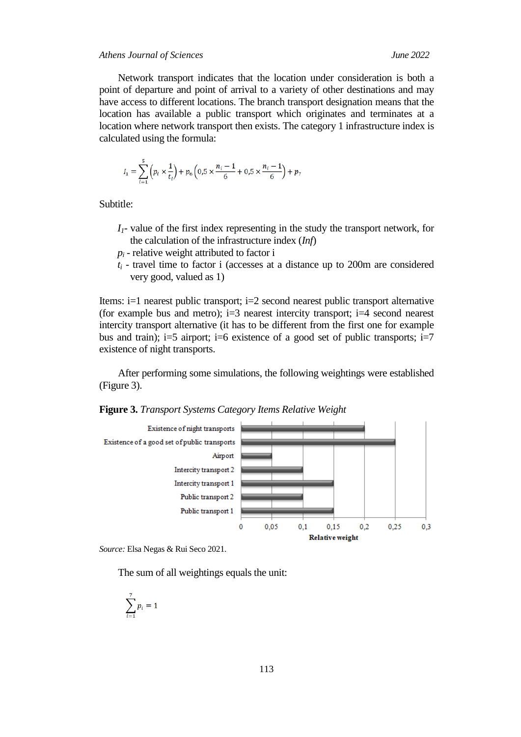Network transport indicates that the location under consideration is both a point of departure and point of arrival to a variety of other destinations and may have access to different locations. The branch transport designation means that the location has available a public transport which originates and terminates at a location where network transport then exists. The category 1 infrastructure index is calculated using the formula:

$$I_1 = \sum_{i=1}^{5} \left( p_i \times \frac{1}{t_i} \right) + p_6 \left( 0{,}5 \times \frac{n_i - 1}{6} + 0{,}5 \times \frac{n_i - 1}{6} \right) + p_7$$

Subtitle:

- $I_1$- value of the first index representing in the study the transport network, for the calculation of the infrastructure index (*Inf*)
- $p_i$ - relative weight attributed to factor i
- $t_i$ - travel time to factor i (accesses at a distance up to 200m are considered very good, valued as 1)

Items: i=1 nearest public transport; i=2 second nearest public transport alternative (for example bus and metro); i=3 nearest intercity transport; i=4 second nearest intercity transport alternative (it has to be different from the first one for example bus and train); i=5 airport; i=6 existence of a good set of public transports; i=7 existence of night transports.

After performing some simulations, the following weightings were established (Figure 3).

**Figure 3.** *Transport Systems Category Items Relative Weight*

| Item | Relative weight |
|---|---|
| Existence of night transports | 0,2 |
| Existence of a good set of public transports | 0,25 |
| Airport | 0,05 |
| Intercity transport 2 | 0,1 |
| Intercity transport 1 | 0,15 |
| Public transport 2 | 0,1 |
| Public transport 1 | 0,15 |

*Source:* Elsa Negas & Rui Seco 2021.

The sum of all weightings equals the unit:

$$\sum_{i=1}^{7} p_i = 1$$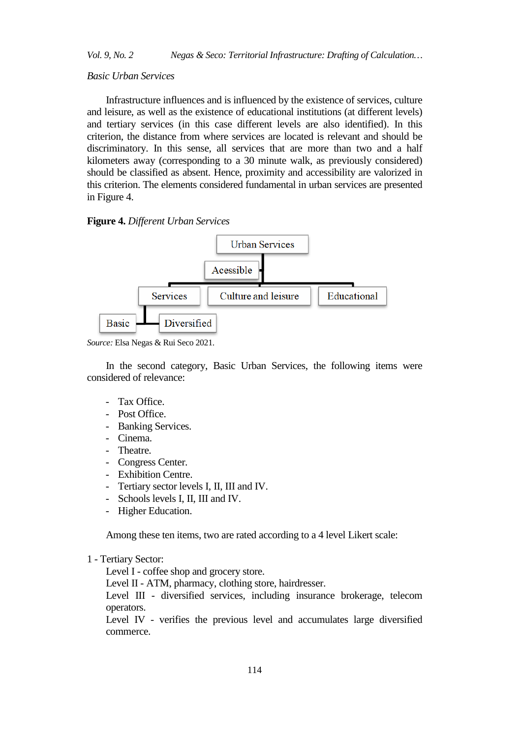*Basic Urban Services*

Infrastructure influences and is influenced by the existence of services, culture and leisure, as well as the existence of educational institutions (at different levels) and tertiary services (in this case different levels are also identified). In this criterion, the distance from where services are located is relevant and should be discriminatory. In this sense, all services that are more than two and a half kilometers away (corresponding to a 30 minute walk, as previously considered) should be classified as absent. Hence, proximity and accessibility are valorized in this criterion. The elements considered fundamental in urban services are presented in Figure 4.

**Figure 4.** *Different Urban Services*

Urban Services

Acessible

Services | Culture and leisure | Educational

Basic | Diversified

*Source:* Elsa Negas & Rui Seco 2021.

In the second category, Basic Urban Services, the following items were considered of relevance:

- Tax Office.
- Post Office.
- Banking Services.
- Cinema.
- Theatre.
- Congress Center.
- Exhibition Centre.
- Tertiary sector levels I, II, III and IV.
- Schools levels I, II, III and IV.
- Higher Education.

Among these ten items, two are rated according to a 4 level Likert scale:

1 - Tertiary Sector:

Level I - coffee shop and grocery store.
Level II - ATM, pharmacy, clothing store, hairdresser.
Level III - diversified services, including insurance brokerage, telecom operators.
Level IV - verifies the previous level and accumulates large diversified commerce.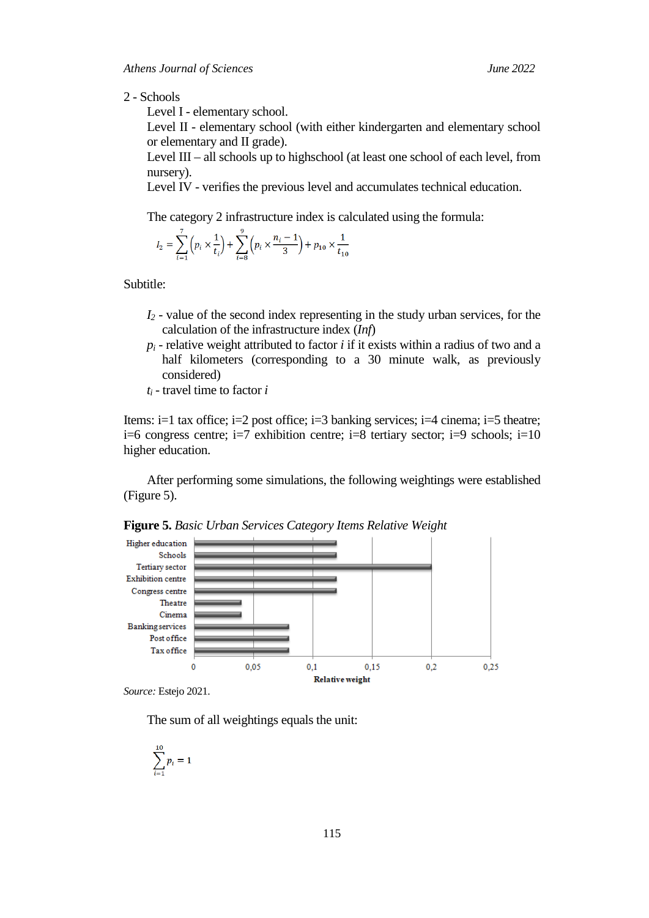2 - Schools

Level I - elementary school.

Level II - elementary school (with either kindergarten and elementary school or elementary and II grade).

Level III – all schools up to highschool (at least one school of each level, from nursery).

Level IV - verifies the previous level and accumulates technical education.

The category 2 infrastructure index is calculated using the formula:

$$I_2 = \sum_{i=1}^{7}\left(p_i \times \frac{1}{t_i}\right) + \sum_{i=8}^{9}\left(p_i \times \frac{n_i - 1}{3}\right) + p_{10} \times \frac{1}{t_{10}}$$

Subtitle:

$I_2$ - value of the second index representing in the study urban services, for the calculation of the infrastructure index (*Inf*)

$p_i$ - relative weight attributed to factor *i* if it exists within a radius of two and a half kilometers (corresponding to a 30 minute walk, as previously considered)

$t_i$ - travel time to factor *i*

Items: i=1 tax office; i=2 post office; i=3 banking services; i=4 cinema; i=5 theatre; i=6 congress centre; i=7 exhibition centre; i=8 tertiary sector; i=9 schools; i=10 higher education.

After performing some simulations, the following weightings were established (Figure 5).

**Figure 5.** *Basic Urban Services Category Items Relative Weight*

| Item | Relative weight |
|---|---|
| Higher education | 0,12 |
| Schools | 0,12 |
| Tertiary sector | 0,2 |
| Exhibition centre | 0,12 |
| Congress centre | 0,12 |
| Theatre | 0,04 |
| Cinema | 0,04 |
| Banking services | 0,08 |
| Post office | 0,08 |
| Tax office | 0,08 |

*Source:* Estejo 2021.

The sum of all weightings equals the unit:

$$\sum_{i=1}^{10} p_i = 1$$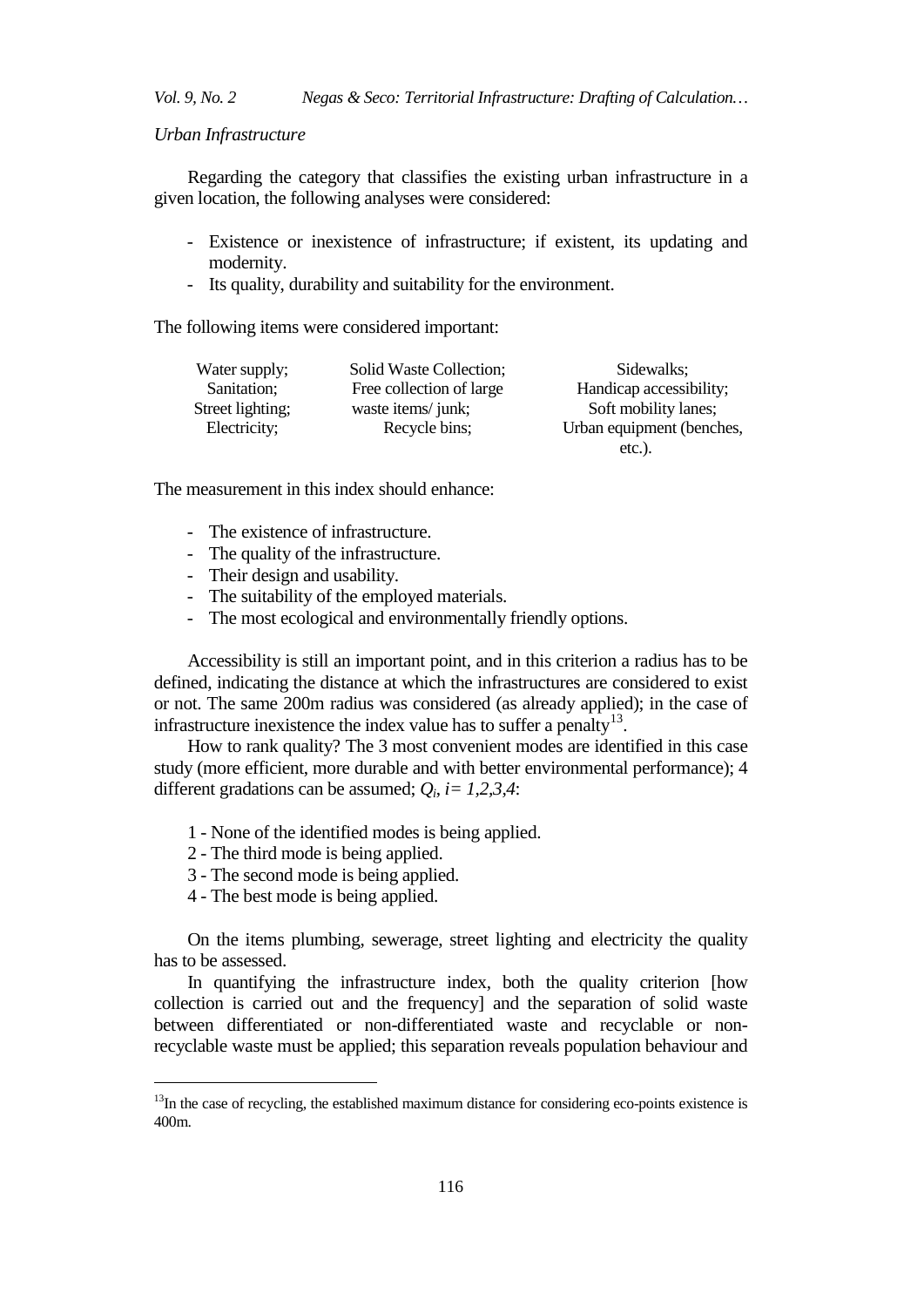*Urban Infrastructure*

Regarding the category that classifies the existing urban infrastructure in a given location, the following analyses were considered:

- Existence or inexistence of infrastructure; if existent, its updating and modernity.
- Its quality, durability and suitability for the environment.

The following items were considered important:

| | | |
|---|---|---|
| Water supply; | Solid Waste Collection; | Sidewalks; |
| Sanitation; | Free collection of large waste items/ junk; | Handicap accessibility; |
| Street lighting; | Recycle bins; | Soft mobility lanes; |
| Electricity; | | Urban equipment (benches, etc.). |

The measurement in this index should enhance:

- The existence of infrastructure.
- The quality of the infrastructure.
- Their design and usability.
- The suitability of the employed materials.
- The most ecological and environmentally friendly options.

Accessibility is still an important point, and in this criterion a radius has to be defined, indicating the distance at which the infrastructures are considered to exist or not. The same 200m radius was considered (as already applied); in the case of infrastructure inexistence the index value has to suffer a penalty[13].

How to rank quality? The 3 most convenient modes are identified in this case study (more efficient, more durable and with better environmental performance); 4 different gradations can be assumed; $Q_i$, $i= 1,2,3,4$:

1 - None of the identified modes is being applied.
2 - The third mode is being applied.
3 - The second mode is being applied.
4 - The best mode is being applied.

On the items plumbing, sewerage, street lighting and electricity the quality has to be assessed.

In quantifying the infrastructure index, both the quality criterion [how collection is carried out and the frequency] and the separation of solid waste between differentiated or non-differentiated waste and recyclable or non-recyclable waste must be applied; this separation reveals population behaviour and

[13] In the case of recycling, the established maximum distance for considering eco-points existence is 400m.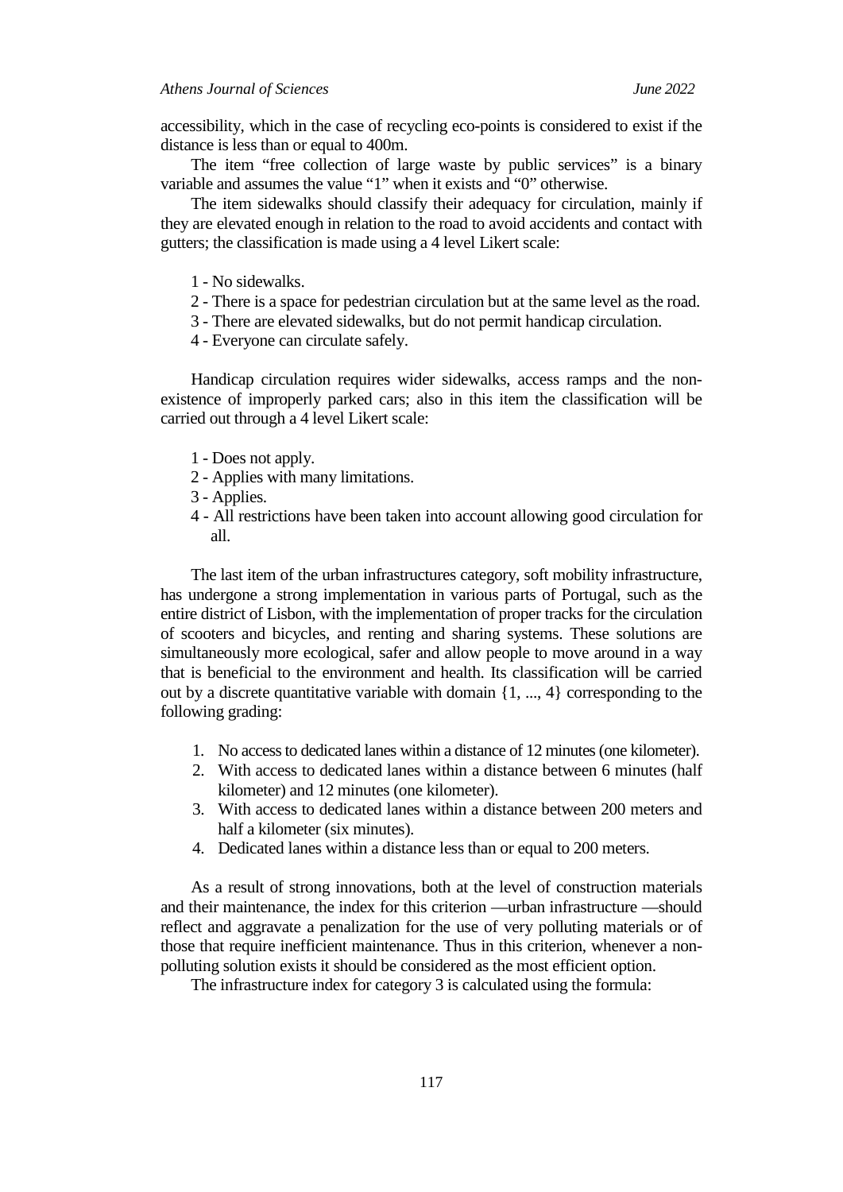accessibility, which in the case of recycling eco-points is considered to exist if the distance is less than or equal to 400m.

The item "free collection of large waste by public services" is a binary variable and assumes the value "1" when it exists and "0" otherwise.

The item sidewalks should classify their adequacy for circulation, mainly if they are elevated enough in relation to the road to avoid accidents and contact with gutters; the classification is made using a 4 level Likert scale:

1 - No sidewalks.
2 - There is a space for pedestrian circulation but at the same level as the road.
3 - There are elevated sidewalks, but do not permit handicap circulation.
4 - Everyone can circulate safely.

Handicap circulation requires wider sidewalks, access ramps and the non-existence of improperly parked cars; also in this item the classification will be carried out through a 4 level Likert scale:

1 - Does not apply.
2 - Applies with many limitations.
3 - Applies.
4 - All restrictions have been taken into account allowing good circulation for all.

The last item of the urban infrastructures category, soft mobility infrastructure, has undergone a strong implementation in various parts of Portugal, such as the entire district of Lisbon, with the implementation of proper tracks for the circulation of scooters and bicycles, and renting and sharing systems. These solutions are simultaneously more ecological, safer and allow people to move around in a way that is beneficial to the environment and health. Its classification will be carried out by a discrete quantitative variable with domain {1, ..., 4} corresponding to the following grading:

1. No access to dedicated lanes within a distance of 12 minutes (one kilometer).
2. With access to dedicated lanes within a distance between 6 minutes (half kilometer) and 12 minutes (one kilometer).
3. With access to dedicated lanes within a distance between 200 meters and half a kilometer (six minutes).
4. Dedicated lanes within a distance less than or equal to 200 meters.

As a result of strong innovations, both at the level of construction materials and their maintenance, the index for this criterion —urban infrastructure —should reflect and aggravate a penalization for the use of very polluting materials or of those that require inefficient maintenance. Thus in this criterion, whenever a non-polluting solution exists it should be considered as the most efficient option.

The infrastructure index for category 3 is calculated using the formula: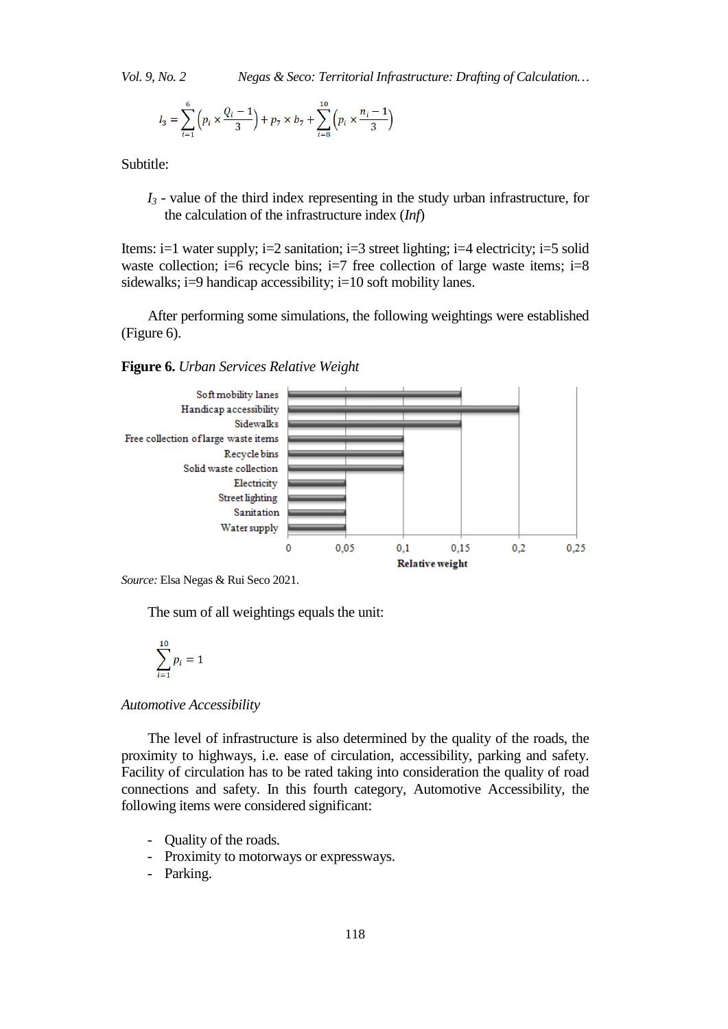$$I_3 = \sum_{i=1}^{6}\left(p_i \times \frac{Q_i - 1}{3}\right) + p_7 \times b_7 + \sum_{i=8}^{10}\left(p_i \times \frac{n_i - 1}{3}\right)$$

Subtitle:

> $I_3$ - value of the third index representing in the study urban infrastructure, for the calculation of the infrastructure index (*Inf*)

Items: i=1 water supply; i=2 sanitation; i=3 street lighting; i=4 electricity; i=5 solid waste collection; i=6 recycle bins; i=7 free collection of large waste items; i=8 sidewalks; i=9 handicap accessibility; i=10 soft mobility lanes.

After performing some simulations, the following weightings were established (Figure 6).

**Figure 6.** *Urban Services Relative Weight*

| Urban service | Relative weight |
|---|---|
| Soft mobility lanes | 0,15 |
| Handicap accessibility | 0,2 |
| Sidewalks | 0,15 |
| Free collection of large waste items | 0,1 |
| Recycle bins | 0,1 |
| Solid waste collection | 0,1 |
| Electricity | 0,05 |
| Street lighting | 0,05 |
| Sanitation | 0,05 |
| Water supply | 0,05 |

*Source:* Elsa Negas & Rui Seco 2021.

The sum of all weightings equals the unit:

$$\sum_{i=1}^{10} p_i = 1$$

*Automotive Accessibility*

The level of infrastructure is also determined by the quality of the roads, the proximity to highways, i.e. ease of circulation, accessibility, parking and safety. Facility of circulation has to be rated taking into consideration the quality of road connections and safety. In this fourth category, Automotive Accessibility, the following items were considered significant:

- Quality of the roads.
- Proximity to motorways or expressways.
- Parking.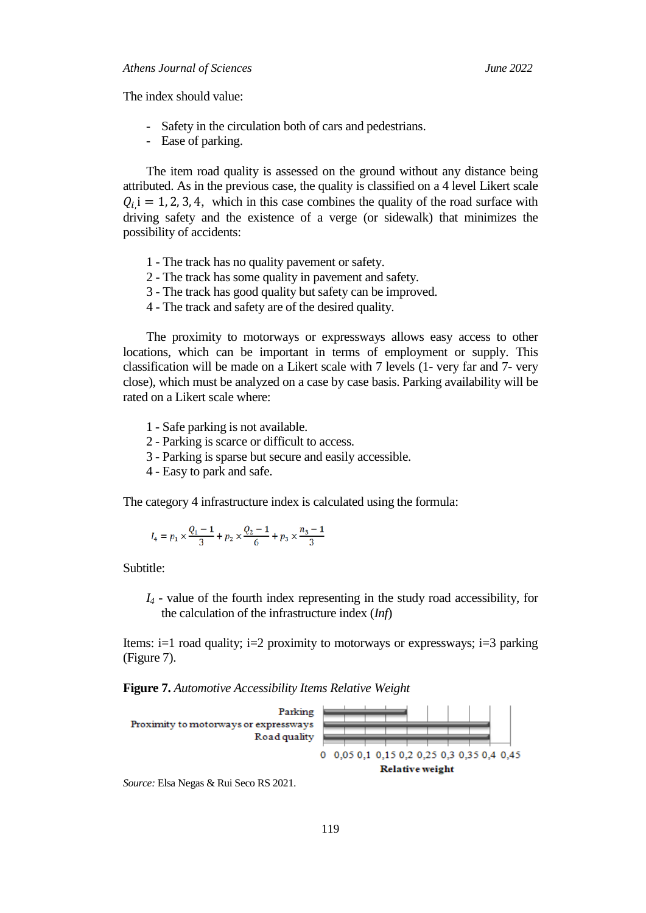The index should value:

- Safety in the circulation both of cars and pedestrians.
- Ease of parking.

The item road quality is assessed on the ground without any distance being attributed. As in the previous case, the quality is classified on a 4 level Likert scale $Q_{i,}\mathrm{i} = 1, 2, 3, 4,$ which in this case combines the quality of the road surface with driving safety and the existence of a verge (or sidewalk) that minimizes the possibility of accidents:

1 - The track has no quality pavement or safety.
2 - The track has some quality in pavement and safety.
3 - The track has good quality but safety can be improved.
4 - The track and safety are of the desired quality.

The proximity to motorways or expressways allows easy access to other locations, which can be important in terms of employment or supply. This classification will be made on a Likert scale with 7 levels (1- very far and 7- very close), which must be analyzed on a case by case basis. Parking availability will be rated on a Likert scale where:

1 - Safe parking is not available.
2 - Parking is scarce or difficult to access.
3 - Parking is sparse but secure and easily accessible.
4 - Easy to park and safe.

The category 4 infrastructure index is calculated using the formula:

$$I_4 = p_1 \times \frac{Q_1 - 1}{3} + p_2 \times \frac{Q_2 - 1}{6} + p_3 \times \frac{n_3 - 1}{3}$$

Subtitle:

$I_4$ - value of the fourth index representing in the study road accessibility, for the calculation of the infrastructure index (*Inf*)

Items: i=1 road quality; i=2 proximity to motorways or expressways; i=3 parking (Figure 7).

**Figure 7.** *Automotive Accessibility Items Relative Weight*

*Source:* Elsa Negas & Rui Seco RS 2021.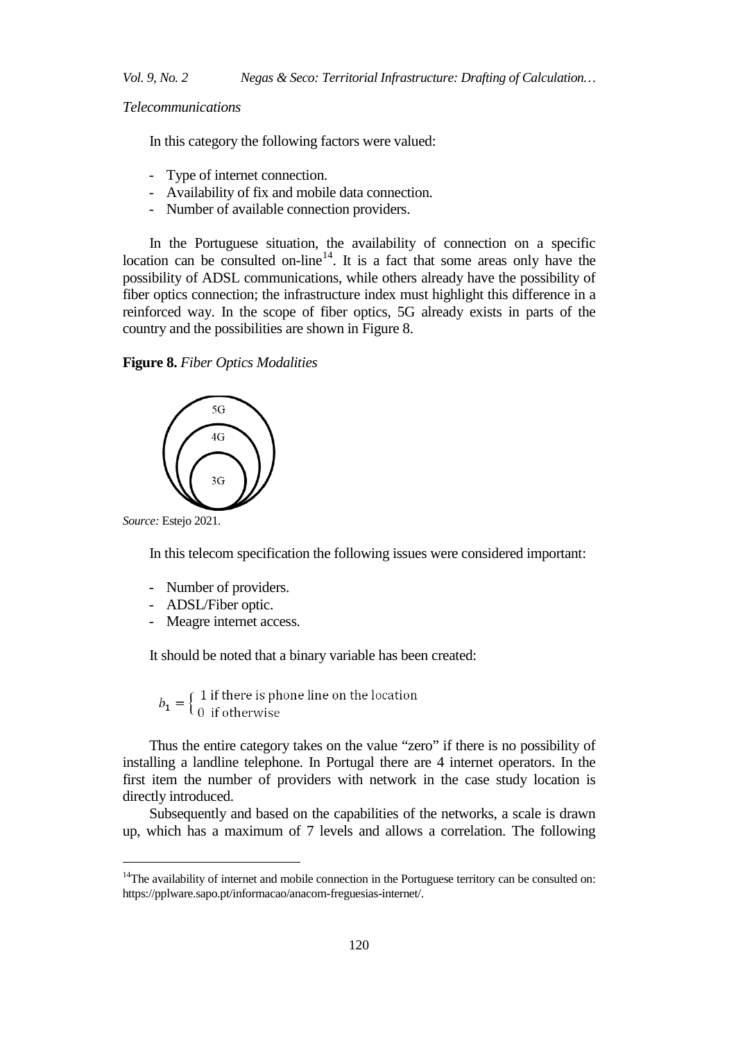*Telecommunications*

In this category the following factors were valued:

- Type of internet connection.
- Availability of fix and mobile data connection.
- Number of available connection providers.

In the Portuguese situation, the availability of connection on a specific location can be consulted on-line[14]. It is a fact that some areas only have the possibility of ADSL communications, while others already have the possibility of fiber optics connection; the infrastructure index must highlight this difference in a reinforced way. In the scope of fiber optics, 5G already exists in parts of the country and the possibilities are shown in Figure 8.

**Figure 8.** *Fiber Optics Modalities*

*Source:* Estejo 2021.

In this telecom specification the following issues were considered important:

- Number of providers.
- ADSL/Fiber optic.
- Meagre internet access.

It should be noted that a binary variable has been created:

$$b_1 = \begin{cases} 1 \text{ if there is phone line on the location} \\ 0 \text{ if otherwise} \end{cases}$$

Thus the entire category takes on the value "zero" if there is no possibility of installing a landline telephone. In Portugal there are 4 internet operators. In the first item the number of providers with network in the case study location is directly introduced.

Subsequently and based on the capabilities of the networks, a scale is drawn up, which has a maximum of 7 levels and allows a correlation. The following

[14]The availability of internet and mobile connection in the Portuguese territory can be consulted on: https://pplware.sapo.pt/informacao/anacom-freguesias-internet/.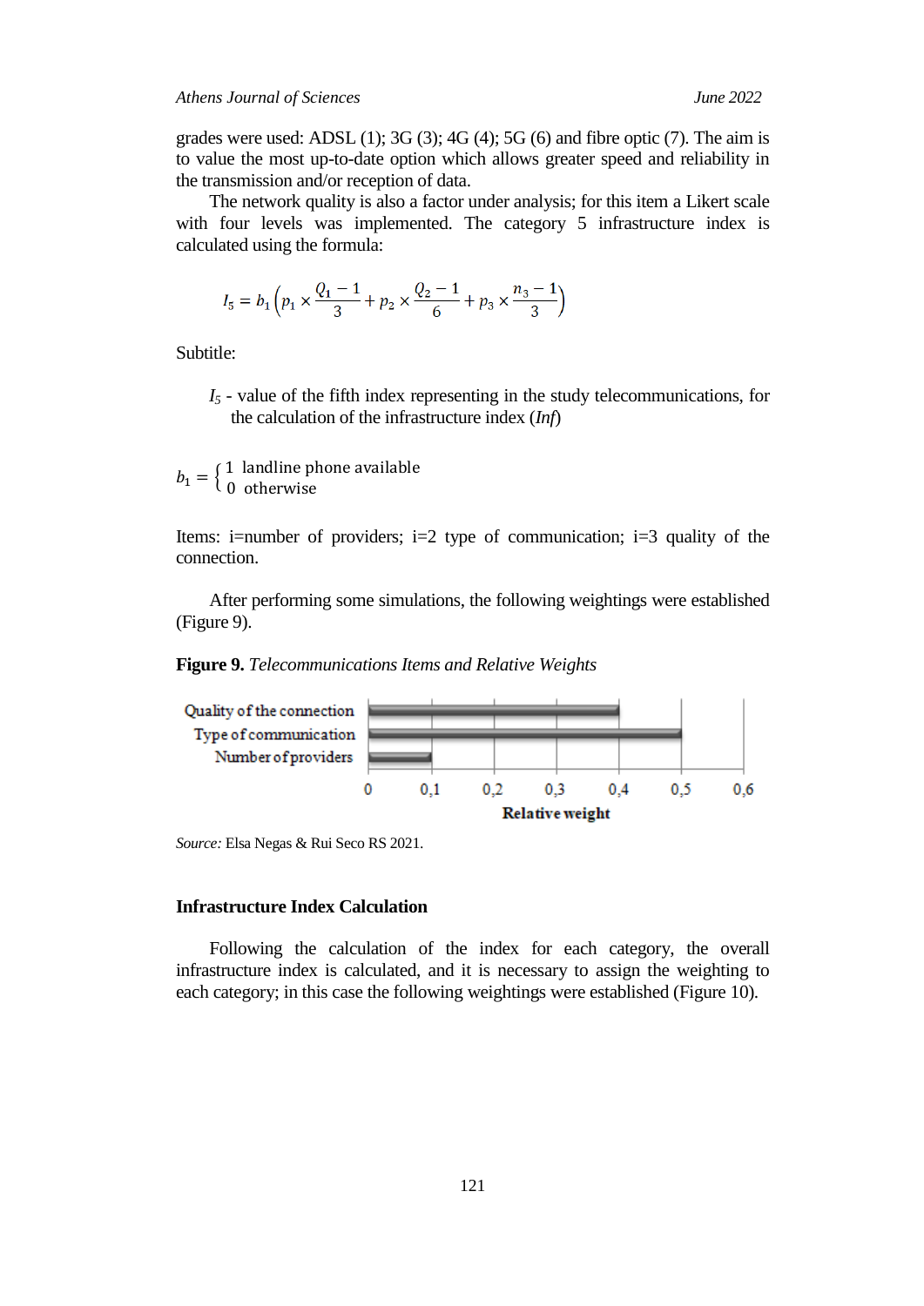grades were used: ADSL (1); 3G (3); 4G (4); 5G (6) and fibre optic (7). The aim is to value the most up-to-date option which allows greater speed and reliability in the transmission and/or reception of data.

The network quality is also a factor under analysis; for this item a Likert scale with four levels was implemented. The category 5 infrastructure index is calculated using the formula:

$$I_5 = b_1\left(p_1 \times \frac{Q_1 - 1}{3} + p_2 \times \frac{Q_2 - 1}{6} + p_3 \times \frac{n_3 - 1}{3}\right)$$

Subtitle:

$I_5$ - value of the fifth index representing in the study telecommunications, for the calculation of the infrastructure index (*Inf*)

$$b_1 = \begin{cases} 1 & \text{landline phone available} \\ 0 & \text{otherwise} \end{cases}$$

Items: i=number of providers; i=2 type of communication; i=3 quality of the connection.

After performing some simulations, the following weightings were established (Figure 9).

**Figure 9.** *Telecommunications Items and Relative Weights*

| Item | Relative weight |
|---|---|
| Quality of the connection | 0,4 |
| Type of communication | 0,5 |
| Number of providers | 0,1 |

*Source:* Elsa Negas & Rui Seco RS 2021.

### Infrastructure Index Calculation

Following the calculation of the index for each category, the overall infrastructure index is calculated, and it is necessary to assign the weighting to each category; in this case the following weightings were established (Figure 10).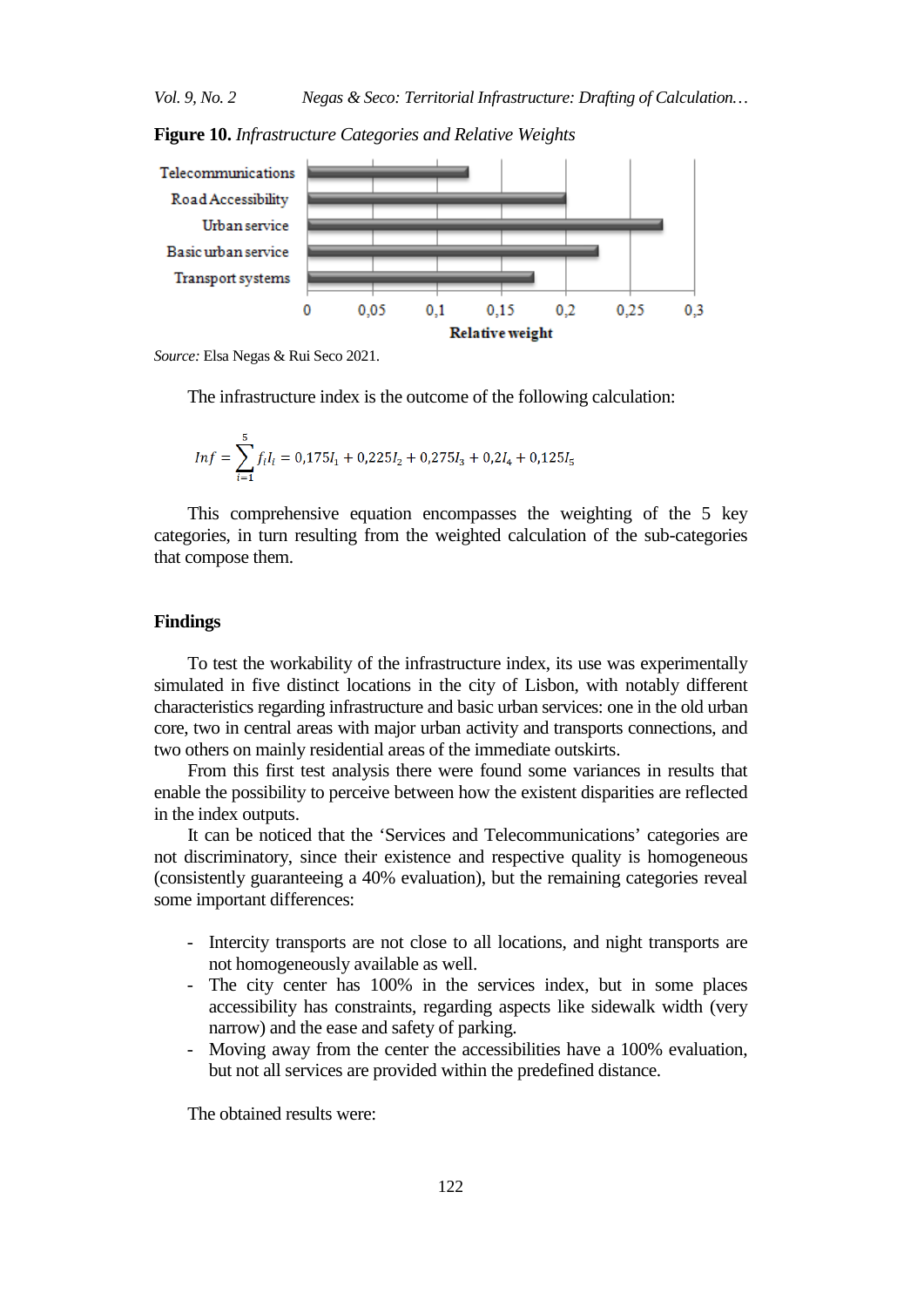**Figure 10.** *Infrastructure Categories and Relative Weights*

*Source:* Elsa Negas & Rui Seco 2021.

The infrastructure index is the outcome of the following calculation:

$$Inf = \sum_{i=1}^{5} f_i I_i = 0{,}175I_1 + 0{,}225I_2 + 0{,}275I_3 + 0{,}2I_4 + 0{,}125I_5$$

This comprehensive equation encompasses the weighting of the 5 key categories, in turn resulting from the weighted calculation of the sub-categories that compose them.

## Findings

To test the workability of the infrastructure index, its use was experimentally simulated in five distinct locations in the city of Lisbon, with notably different characteristics regarding infrastructure and basic urban services: one in the old urban core, two in central areas with major urban activity and transports connections, and two others on mainly residential areas of the immediate outskirts.

From this first test analysis there were found some variances in results that enable the possibility to perceive between how the existent disparities are reflected in the index outputs.

It can be noticed that the 'Services and Telecommunications' categories are not discriminatory, since their existence and respective quality is homogeneous (consistently guaranteeing a 40% evaluation), but the remaining categories reveal some important differences:

- Intercity transports are not close to all locations, and night transports are not homogeneously available as well.
- The city center has 100% in the services index, but in some places accessibility has constraints, regarding aspects like sidewalk width (very narrow) and the ease and safety of parking.
- Moving away from the center the accessibilities have a 100% evaluation, but not all services are provided within the predefined distance.

The obtained results were: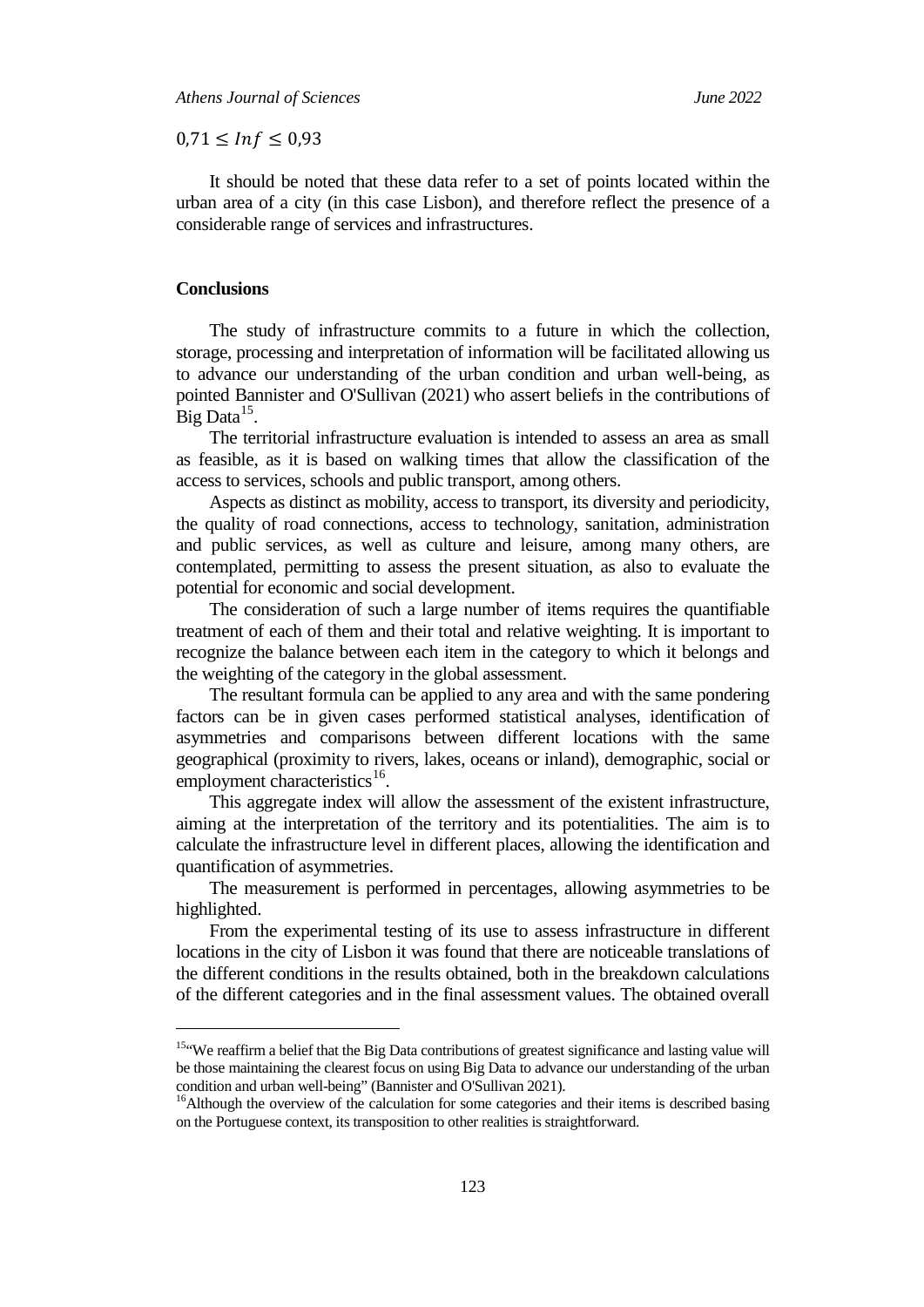$$0{,}71 \leq Inf \leq 0{,}93$$

It should be noted that these data refer to a set of points located within the urban area of a city (in this case Lisbon), and therefore reflect the presence of a considerable range of services and infrastructures.

## Conclusions

The study of infrastructure commits to a future in which the collection, storage, processing and interpretation of information will be facilitated allowing us to advance our understanding of the urban condition and urban well-being, as pointed Bannister and O'Sullivan (2021) who assert beliefs in the contributions of Big Data[15].

The territorial infrastructure evaluation is intended to assess an area as small as feasible, as it is based on walking times that allow the classification of the access to services, schools and public transport, among others.

Aspects as distinct as mobility, access to transport, its diversity and periodicity, the quality of road connections, access to technology, sanitation, administration and public services, as well as culture and leisure, among many others, are contemplated, permitting to assess the present situation, as also to evaluate the potential for economic and social development.

The consideration of such a large number of items requires the quantifiable treatment of each of them and their total and relative weighting. It is important to recognize the balance between each item in the category to which it belongs and the weighting of the category in the global assessment.

The resultant formula can be applied to any area and with the same pondering factors can be in given cases performed statistical analyses, identification of asymmetries and comparisons between different locations with the same geographical (proximity to rivers, lakes, oceans or inland), demographic, social or employment characteristics[16].

This aggregate index will allow the assessment of the existent infrastructure, aiming at the interpretation of the territory and its potentialities. The aim is to calculate the infrastructure level in different places, allowing the identification and quantification of asymmetries.

The measurement is performed in percentages, allowing asymmetries to be highlighted.

From the experimental testing of its use to assess infrastructure in different locations in the city of Lisbon it was found that there are noticeable translations of the different conditions in the results obtained, both in the breakdown calculations of the different categories and in the final assessment values. The obtained overall

---

[15]"We reaffirm a belief that the Big Data contributions of greatest significance and lasting value will be those maintaining the clearest focus on using Big Data to advance our understanding of the urban condition and urban well-being" (Bannister and O'Sullivan 2021).

[16]Although the overview of the calculation for some categories and their items is described basing on the Portuguese context, its transposition to other realities is straightforward.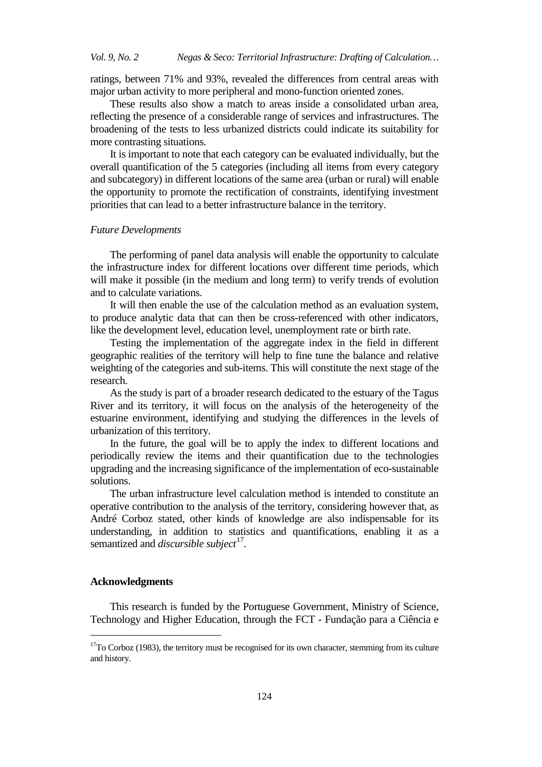ratings, between 71% and 93%, revealed the differences from central areas with major urban activity to more peripheral and mono-function oriented zones.

These results also show a match to areas inside a consolidated urban area, reflecting the presence of a considerable range of services and infrastructures. The broadening of the tests to less urbanized districts could indicate its suitability for more contrasting situations.

It is important to note that each category can be evaluated individually, but the overall quantification of the 5 categories (including all items from every category and subcategory) in different locations of the same area (urban or rural) will enable the opportunity to promote the rectification of constraints, identifying investment priorities that can lead to a better infrastructure balance in the territory.

*Future Developments*

The performing of panel data analysis will enable the opportunity to calculate the infrastructure index for different locations over different time periods, which will make it possible (in the medium and long term) to verify trends of evolution and to calculate variations.

It will then enable the use of the calculation method as an evaluation system, to produce analytic data that can then be cross-referenced with other indicators, like the development level, education level, unemployment rate or birth rate.

Testing the implementation of the aggregate index in the field in different geographic realities of the territory will help to fine tune the balance and relative weighting of the categories and sub-items. This will constitute the next stage of the research.

As the study is part of a broader research dedicated to the estuary of the Tagus River and its territory, it will focus on the analysis of the heterogeneity of the estuarine environment, identifying and studying the differences in the levels of urbanization of this territory.

In the future, the goal will be to apply the index to different locations and periodically review the items and their quantification due to the technologies upgrading and the increasing significance of the implementation of eco-sustainable solutions.

The urban infrastructure level calculation method is intended to constitute an operative contribution to the analysis of the territory, considering however that, as André Corboz stated, other kinds of knowledge are also indispensable for its understanding, in addition to statistics and quantifications, enabling it as a semantized and *discursible subject*[17].

**Acknowledgments**

This research is funded by the Portuguese Government, Ministry of Science, Technology and Higher Education, through the FCT - Fundação para a Ciência e

---

[17] To Corboz (1983), the territory must be recognised for its own character, stemming from its culture and history.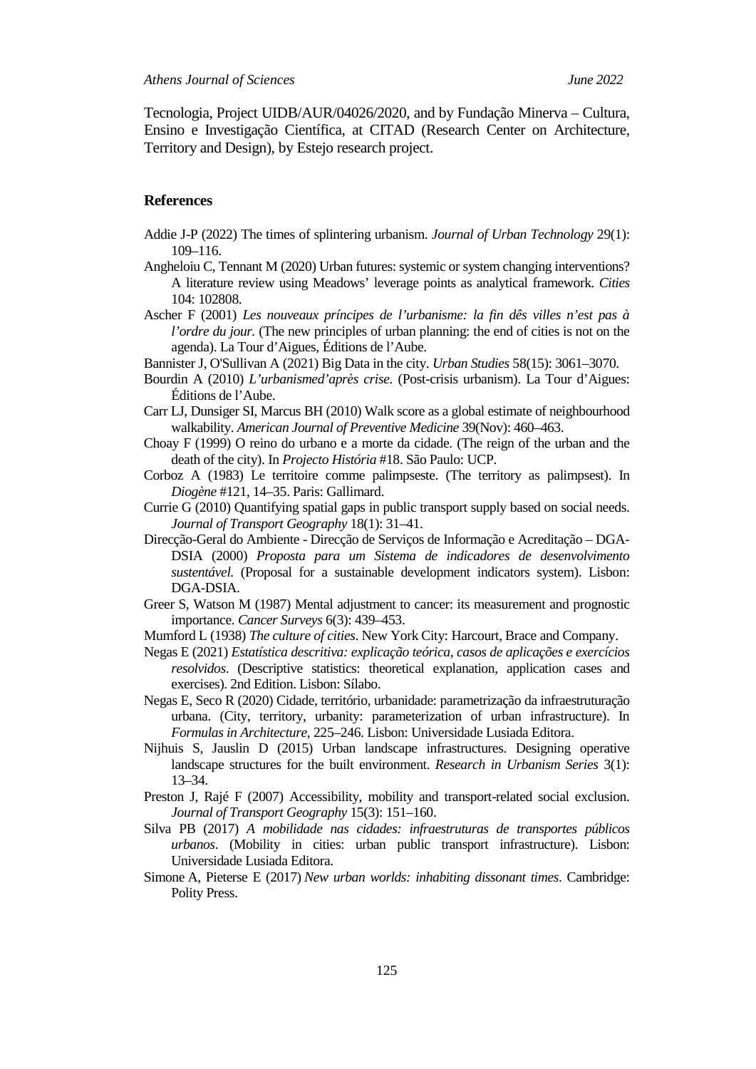Tecnologia, Project UIDB/AUR/04026/2020, and by Fundação Minerva – Cultura, Ensino e Investigação Científica, at CITAD (Research Center on Architecture, Territory and Design), by Estejo research project.

## References

Addie J-P (2022) The times of splintering urbanism. *Journal of Urban Technology* 29(1): 109–116.

Angheloiu C, Tennant M (2020) Urban futures: systemic or system changing interventions? A literature review using Meadows' leverage points as analytical framework. *Cities* 104: 102808.

Ascher F (2001) *Les nouveaux príncipes de l'urbanisme: la fin dês villes n'est pas à l'ordre du jour.* (The new principles of urban planning: the end of cities is not on the agenda). La Tour d'Aigues, Éditions de l'Aube.

Bannister J, O'Sullivan A (2021) Big Data in the city. *Urban Studies* 58(15): 3061–3070.

Bourdin A (2010) *L'urbanismed'après crise.* (Post-crisis urbanism). La Tour d'Aigues: Éditions de l'Aube.

Carr LJ, Dunsiger SI, Marcus BH (2010) Walk score as a global estimate of neighbourhood walkability. *American Journal of Preventive Medicine* 39(Nov): 460–463.

Choay F (1999) O reino do urbano e a morte da cidade. (The reign of the urban and the death of the city). In *Projecto História* #18. São Paulo: UCP.

Corboz A (1983) Le territoire comme palimpseste. (The territory as palimpsest). In *Diogène* #121, 14–35. Paris: Gallimard.

Currie G (2010) Quantifying spatial gaps in public transport supply based on social needs. *Journal of Transport Geography* 18(1): 31–41.

Direcção-Geral do Ambiente - Direcção de Serviços de Informação e Acreditação – DGA-DSIA (2000) *Proposta para um Sistema de indicadores de desenvolvimento sustentável.* (Proposal for a sustainable development indicators system). Lisbon: DGA-DSIA.

Greer S, Watson M (1987) Mental adjustment to cancer: its measurement and prognostic importance. *Cancer Surveys* 6(3): 439–453.

Mumford L (1938) *The culture of cities*. New York City: Harcourt, Brace and Company.

Negas E (2021) *Estatística descritiva: explicação teórica, casos de aplicações e exercícios resolvidos*. (Descriptive statistics: theoretical explanation, application cases and exercises). 2nd Edition. Lisbon: Sílabo.

Negas E, Seco R (2020) Cidade, território, urbanidade: parametrização da infraestruturação urbana. (City, territory, urbanity: parameterization of urban infrastructure). In *Formulas in Architecture*, 225–246. Lisbon: Universidade Lusiada Editora.

Nijhuis S, Jauslin D (2015) Urban landscape infrastructures. Designing operative landscape structures for the built environment. *Research in Urbanism Series* 3(1): 13–34.

Preston J, Rajé F (2007) Accessibility, mobility and transport-related social exclusion. *Journal of Transport Geography* 15(3): 151–160.

Silva PB (2017) *A mobilidade nas cidades: infraestruturas de transportes públicos urbanos*. (Mobility in cities: urban public transport infrastructure). Lisbon: Universidade Lusiada Editora.

Simone A, Pieterse E (2017) *New urban worlds: inhabiting dissonant times*. Cambridge: Polity Press.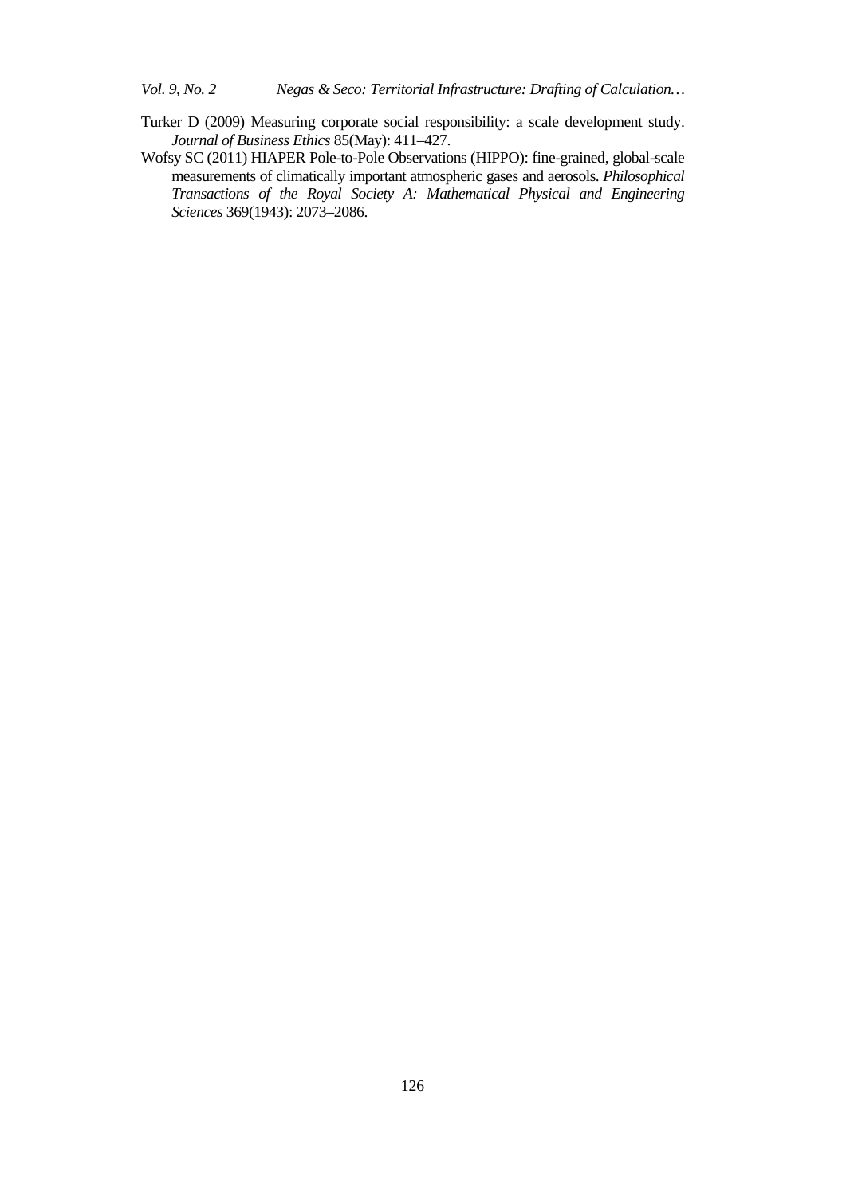Turker D (2009) Measuring corporate social responsibility: a scale development study. *Journal of Business Ethics* 85(May): 411–427.

Wofsy SC (2011) HIAPER Pole-to-Pole Observations (HIPPO): fine-grained, global-scale measurements of climatically important atmospheric gases and aerosols. *Philosophical Transactions of the Royal Society A: Mathematical Physical and Engineering Sciences* 369(1943): 2073–2086.